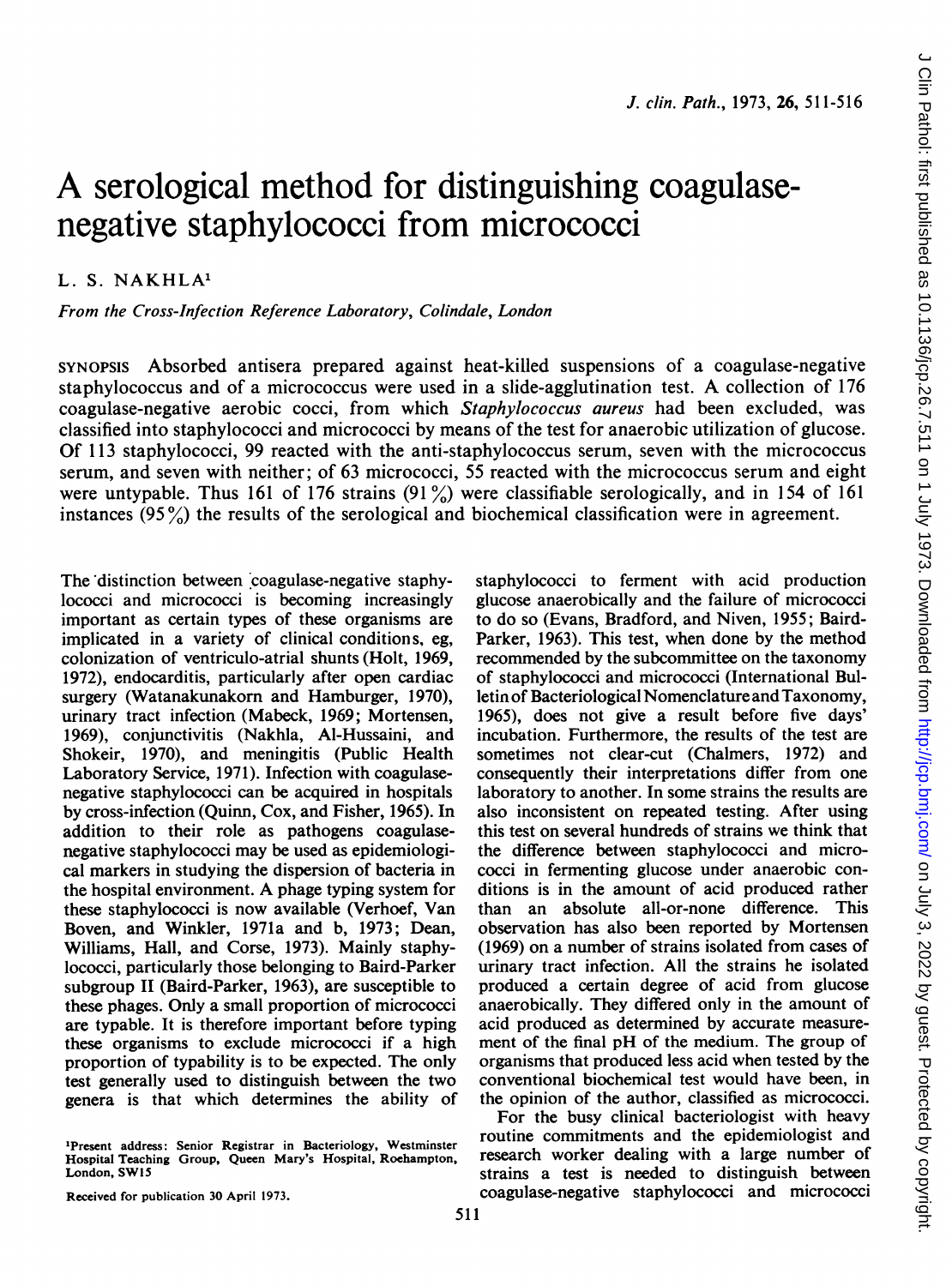# A serological method for distinguishing coagulase-negative staphylococci from micrococci

L. S. NAKHLA[1]

*From the Cross-Infection Reference Laboratory, Colindale, London*

SYNOPSIS Absorbed antisera prepared against heat-killed suspensions of a coagulase-negative staphylococcus and of a micrococcus were used in a slide-agglutination test. A collection of 176 coagulase-negative aerobic cocci, from which *Staphylococcus aureus* had been excluded, was classified into staphylococci and micrococci by means of the test for anaerobic utilization of glucose. Of 113 staphylococci, 99 reacted with the anti-staphylococcus serum, seven with the micrococcus serum, and seven with neither; of 63 micrococci, 55 reacted with the micrococcus serum and eight were untypable. Thus 161 of 176 strains (91%) were classifiable serologically, and in 154 of 161 instances (95%) the results of the serological and biochemical classification were in agreement.

The distinction between coagulase-negative staphylococci and micrococci is becoming increasingly important as certain types of these organisms are implicated in a variety of clinical conditions, eg, colonization of ventriculo-atrial shunts (Holt, 1969, 1972), endocarditis, particularly after open cardiac surgery (Watanakunakorn and Hamburger, 1970), urinary tract infection (Mabeck, 1969; Mortensen, 1969), conjunctivitis (Nakhla, Al-Hussaini, and Shokeir, 1970), and meningitis (Public Health Laboratory Service, 1971). Infection with coagulase-negative staphylococci can be acquired in hospitals by cross-infection (Quinn, Cox, and Fisher, 1965). In addition to their role as pathogens coagulase-negative staphylococci may be used as epidemiological markers in studying the dispersion of bacteria in the hospital environment. A phage typing system for these staphylococci is now available (Verhoef, Van Boven, and Winkler, 1971a and b, 1973; Dean, Williams, Hall, and Corse, 1973). Mainly staphylococci, particularly those belonging to Baird-Parker subgroup II (Baird-Parker, 1963), are susceptible to these phages. Only a small proportion of micrococci are typable. It is therefore important before typing these organisms to exclude micrococci if a high proportion of typability is to be expected. The only test generally used to distinguish between the two genera is that which determines the ability of staphylococci to ferment with acid production glucose anaerobically and the failure of micrococci to do so (Evans, Bradford, and Niven, 1955; Baird-Parker, 1963). This test, when done by the method recommended by the subcommittee on the taxonomy of staphylococci and micrococci (International Bulletin of Bacteriological Nomenclature and Taxonomy, 1965), does not give a result before five days' incubation. Furthermore, the results of the test are sometimes not clear-cut (Chalmers, 1972) and consequently their interpretations differ from one laboratory to another. In some strains the results are also inconsistent on repeated testing. After using this test on several hundreds of strains we think that the difference between staphylococci and micrococci in fermenting glucose under anaerobic conditions is in the amount of acid produced rather than an absolute all-or-none difference. This observation has also been reported by Mortensen (1969) on a number of strains isolated from cases of urinary tract infection. All the strains he isolated produced a certain degree of acid from glucose anaerobically. They differed only in the amount of acid produced as determined by accurate measurement of the final pH of the medium. The group of organisms that produced less acid when tested by the conventional biochemical test would have been, in the opinion of the author, classified as micrococci.

For the busy clinical bacteriologist with heavy routine commitments and the epidemiologist and research worker dealing with a large number of strains a test is needed to distinguish between coagulase-negative staphylococci and micrococci

[1]Present address: Senior Registrar in Bacteriology, Westminster Hospital Teaching Group, Queen Mary's Hospital, Roehampton, London, SW15

Received for publication 30 April 1973.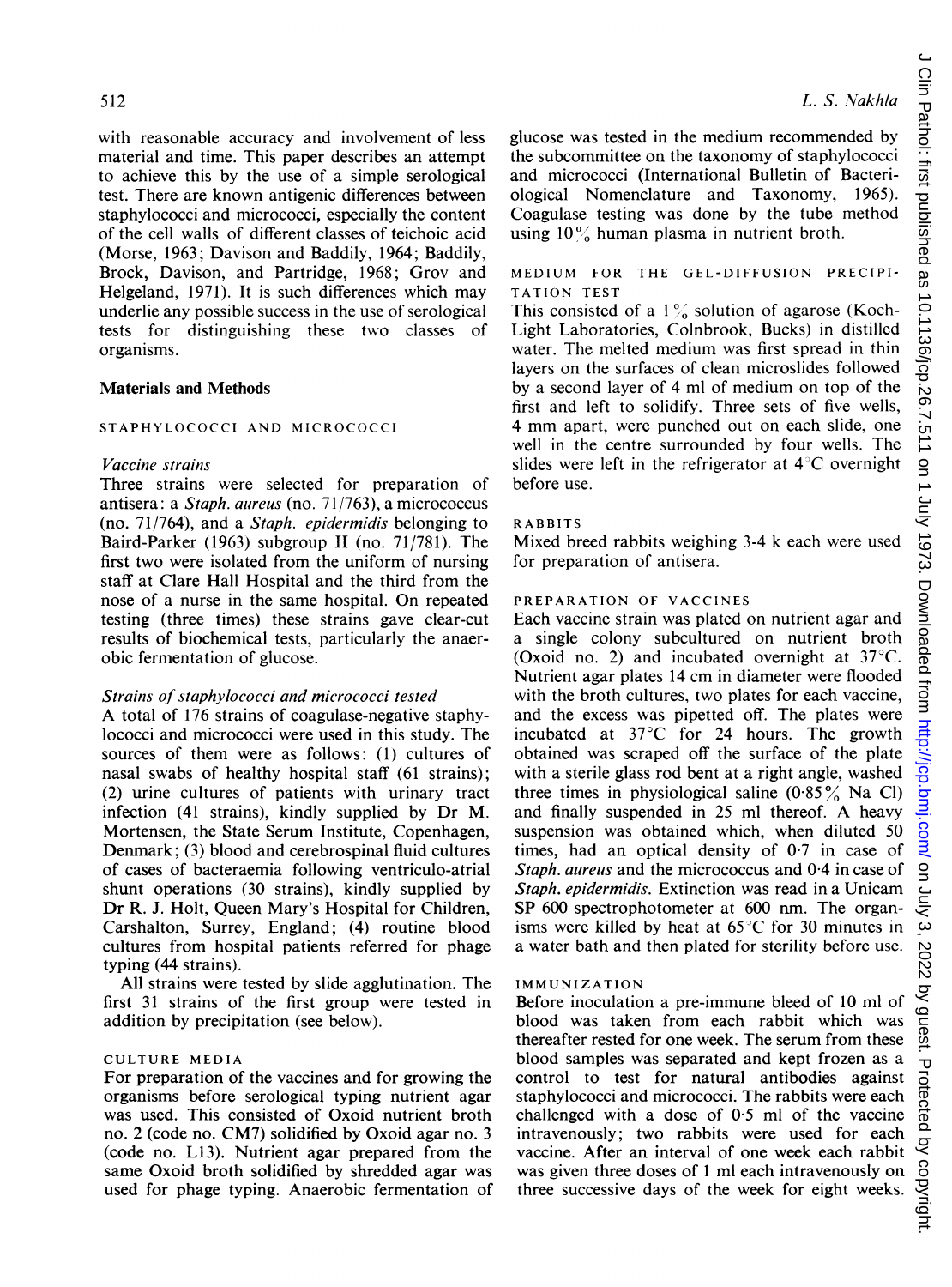with reasonable accuracy and involvement of less material and time. This paper describes an attempt to achieve this by the use of a simple serological test. There are known antigenic differences between staphylococci and micrococci, especially the content of the cell walls of different classes of teichoic acid (Morse, 1963; Davison and Baddily, 1964; Baddily, Brock, Davison, and Partridge, 1968; Grov and Helgeland, 1971). It is such differences which may underlie any possible success in the use of serological tests for distinguishing these two classes of organisms.

## Materials and Methods

### STAPHYLOCOCCI AND MICROCOCCI

#### *Vaccine strains*

Three strains were selected for preparation of antisera: a *Staph. aureus* (no. 71/763), a micrococcus (no. 71/764), and a *Staph. epidermidis* belonging to Baird-Parker (1963) subgroup II (no. 71/781). The first two were isolated from the uniform of nursing staff at Clare Hall Hospital and the third from the nose of a nurse in the same hospital. On repeated testing (three times) these strains gave clear-cut results of biochemical tests, particularly the anaerobic fermentation of glucose.

#### *Strains of staphylococci and micrococci tested*

A total of 176 strains of coagulase-negative staphylococci and micrococci were used in this study. The sources of them were as follows: (1) cultures of nasal swabs of healthy hospital staff (61 strains); (2) urine cultures of patients with urinary tract infection (41 strains), kindly supplied by Dr M. Mortensen, the State Serum Institute, Copenhagen, Denmark; (3) blood and cerebrospinal fluid cultures of cases of bacteraemia following ventriculo-atrial shunt operations (30 strains), kindly supplied by Dr R. J. Holt, Queen Mary's Hospital for Children, Carshalton, Surrey, England; (4) routine blood cultures from hospital patients referred for phage typing (44 strains).

All strains were tested by slide agglutination. The first 31 strains of the first group were tested in addition by precipitation (see below).

### CULTURE MEDIA

For preparation of the vaccines and for growing the organisms before serological typing nutrient agar was used. This consisted of Oxoid nutrient broth no. 2 (code no. CM7) solidified by Oxoid agar no. 3 (code no. L13). Nutrient agar prepared from the same Oxoid broth solidified by shredded agar was used for phage typing. Anaerobic fermentation of glucose was tested in the medium recommended by the subcommittee on the taxonomy of staphylococci and micrococci (International Bulletin of Bacteriological Nomenclature and Taxonomy, 1965). Coagulase testing was done by the tube method using 10% human plasma in nutrient broth.

### MEDIUM FOR THE GEL-DIFFUSION PRECIPITATION TEST

This consisted of a 1% solution of agarose (Koch-Light Laboratories, Colnbrook, Bucks) in distilled water. The melted medium was first spread in thin layers on the surfaces of clean microslides followed by a second layer of 4 ml of medium on top of the first and left to solidify. Three sets of five wells, 4 mm apart, were punched out on each slide, one well in the centre surrounded by four wells. The slides were left in the refrigerator at 4°C overnight before use.

### RABBITS

Mixed breed rabbits weighing 3-4 k each were used for preparation of antisera.

### PREPARATION OF VACCINES

Each vaccine strain was plated on nutrient agar and a single colony subcultured on nutrient broth (Oxoid no. 2) and incubated overnight at 37°C. Nutrient agar plates 14 cm in diameter were flooded with the broth cultures, two plates for each vaccine, and the excess was pipetted off. The plates were incubated at 37°C for 24 hours. The growth obtained was scraped off the surface of the plate with a sterile glass rod bent at a right angle, washed three times in physiological saline (0·85% Na Cl) and finally suspended in 25 ml thereof. A heavy suspension was obtained which, when diluted 50 times, had an optical density of 0·7 in case of *Staph. aureus* and the micrococcus and 0·4 in case of *Staph. epidermidis*. Extinction was read in a Unicam SP 600 spectrophotometer at 600 nm. The organisms were killed by heat at 65°C for 30 minutes in a water bath and then plated for sterility before use.

### IMMUNIZATION

Before inoculation a pre-immune bleed of 10 ml of blood was taken from each rabbit which was thereafter rested for one week. The serum from these blood samples was separated and kept frozen as a control to test for natural antibodies against staphylococci and micrococci. The rabbits were each challenged with a dose of 0·5 ml of the vaccine intravenously; two rabbits were used for each vaccine. After an interval of one week each rabbit was given three doses of 1 ml each intravenously on three successive days of the week for eight weeks.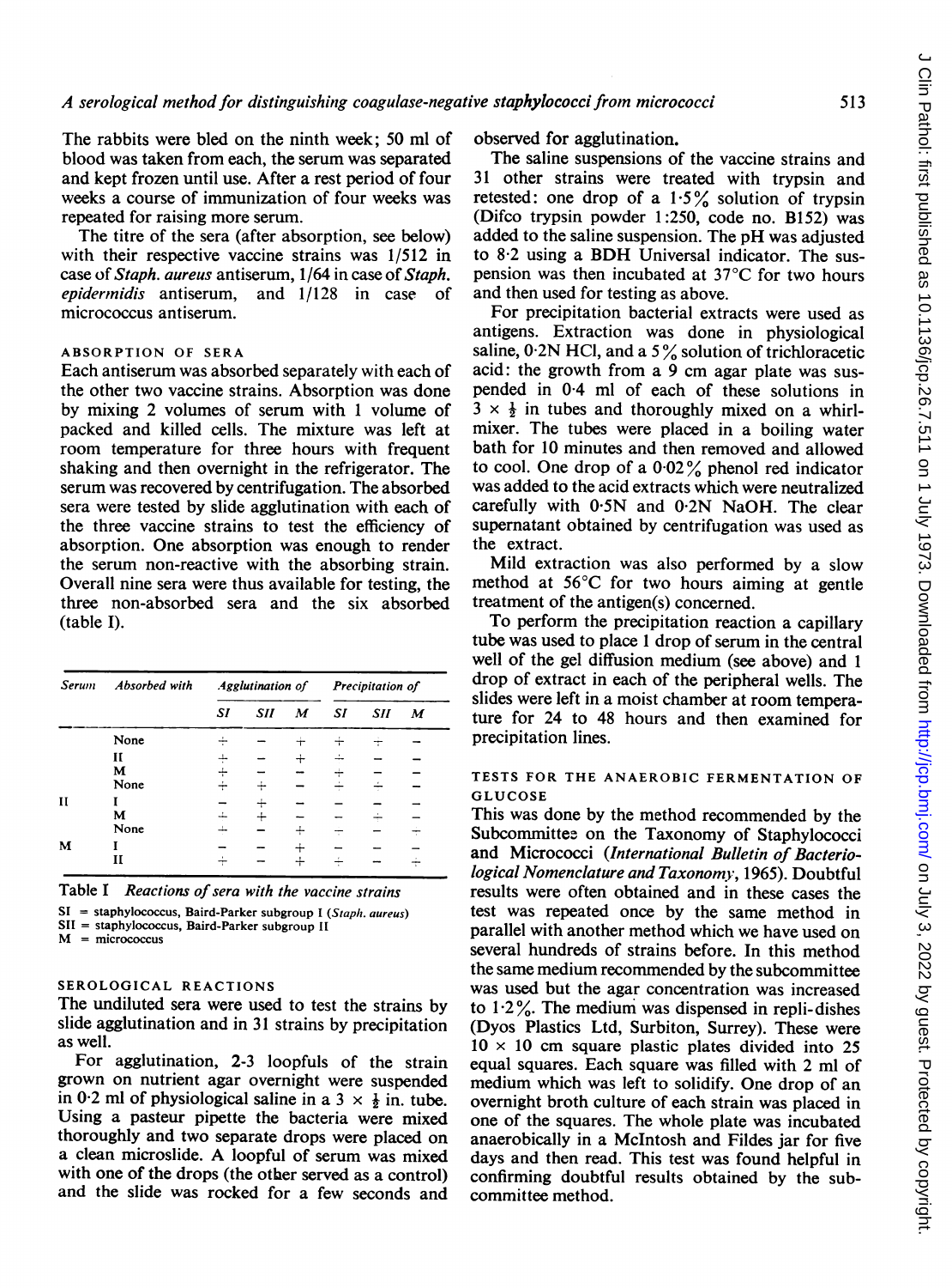The rabbits were bled on the ninth week; 50 ml of blood was taken from each, the serum was separated and kept frozen until use. After a rest period of four weeks a course of immunization of four weeks was repeated for raising more serum.

The titre of the sera (after absorption, see below) with their respective vaccine strains was 1/512 in case of *Staph. aureus* antiserum, 1/64 in case of *Staph. epidermidis* antiserum, and 1/128 in case of micrococcus antiserum.

### ABSORPTION OF SERA

Each antiserum was absorbed separately with each of the other two vaccine strains. Absorption was done by mixing 2 volumes of serum with 1 volume of packed and killed cells. The mixture was left at room temperature for three hours with frequent shaking and then overnight in the refrigerator. The serum was recovered by centrifugation. The absorbed sera were tested by slide agglutination with each of the three vaccine strains to test the efficiency of absorption. One absorption was enough to render the serum non-reactive with the absorbing strain. Overall nine sera were thus available for testing, the three non-absorbed sera and the six absorbed (table I).

| Serum | Absorbed with | Agglutination of | | | Precipitation of | | |
|---|---|---|---|---|---|---|---|
| | | SI | SII | M | SI | SII | M |
| | None | + | − | + | + | + | − |
| | II | + | − | + | + | − | − |
| | M | + | − | − | + | − | − |
| | None | + | + | − | + | + | − |
| II | I | − | + | − | − | − | − |
| | M | + | + | − | − | + | − |
| | None | + | − | + | − | − | + |
| M | I | − | − | + | − | − | − |
| | II | + | − | + | + | − | + |

Table I *Reactions of sera with the vaccine strains*

SI = staphylococcus, Baird-Parker subgroup I (*Staph. aureus*)
SII = staphylococcus, Baird-Parker subgroup II
M = micrococcus

### SEROLOGICAL REACTIONS

The undiluted sera were used to test the strains by slide agglutination and in 31 strains by precipitation as well.

For agglutination, 2-3 loopfuls of the strain grown on nutrient agar overnight were suspended in 0·2 ml of physiological saline in a $3 \times \frac{1}{2}$ in. tube. Using a pasteur pipette the bacteria were mixed thoroughly and two separate drops were placed on a clean microslide. A loopful of serum was mixed with one of the drops (the other served as a control) and the slide was rocked for a few seconds and observed for agglutination.

The saline suspensions of the vaccine strains and 31 other strains were treated with trypsin and retested: one drop of a 1·5% solution of trypsin (Difco trypsin powder 1:250, code no. B152) was added to the saline suspension. The pH was adjusted to 8·2 using a BDH Universal indicator. The suspension was then incubated at 37°C for two hours and then used for testing as above.

For precipitation bacterial extracts were used as antigens. Extraction was done in physiological saline, 0·2N HCl, and a 5% solution of trichloracetic acid: the growth from a 9 cm agar plate was suspended in 0·4 ml of each of these solutions in $3 \times \frac{1}{2}$ in tubes and thoroughly mixed on a whirlmixer. The tubes were placed in a boiling water bath for 10 minutes and then removed and allowed to cool. One drop of a 0·02% phenol red indicator was added to the acid extracts which were neutralized carefully with 0·5N and 0·2N NaOH. The clear supernatant obtained by centrifugation was used as the extract.

Mild extraction was also performed by a slow method at 56°C for two hours aiming at gentle treatment of the antigen(s) concerned.

To perform the precipitation reaction a capillary tube was used to place 1 drop of serum in the central well of the gel diffusion medium (see above) and 1 drop of extract in each of the peripheral wells. The slides were left in a moist chamber at room temperature for 24 to 48 hours and then examined for precipitation lines.

### TESTS FOR THE ANAEROBIC FERMENTATION OF GLUCOSE

This was done by the method recommended by the Subcommittee on the Taxonomy of Staphylococci and Micrococci (*International Bulletin of Bacteriological Nomenclature and Taxonomy*, 1965). Doubtful results were often obtained and in these cases the test was repeated once by the same method in parallel with another method which we have used on several hundreds of strains before. In this method the same medium recommended by the subcommittee was used but the agar concentration was increased to 1·2%. The medium was dispensed in repli-dishes (Dyos Plastics Ltd, Surbiton, Surrey). These were 10 × 10 cm square plastic plates divided into 25 equal squares. Each square was filled with 2 ml of medium which was left to solidify. One drop of an overnight broth culture of each strain was placed in one of the squares. The whole plate was incubated anaerobically in a McIntosh and Fildes jar for five days and then read. This test was found helpful in confirming doubtful results obtained by the subcommittee method.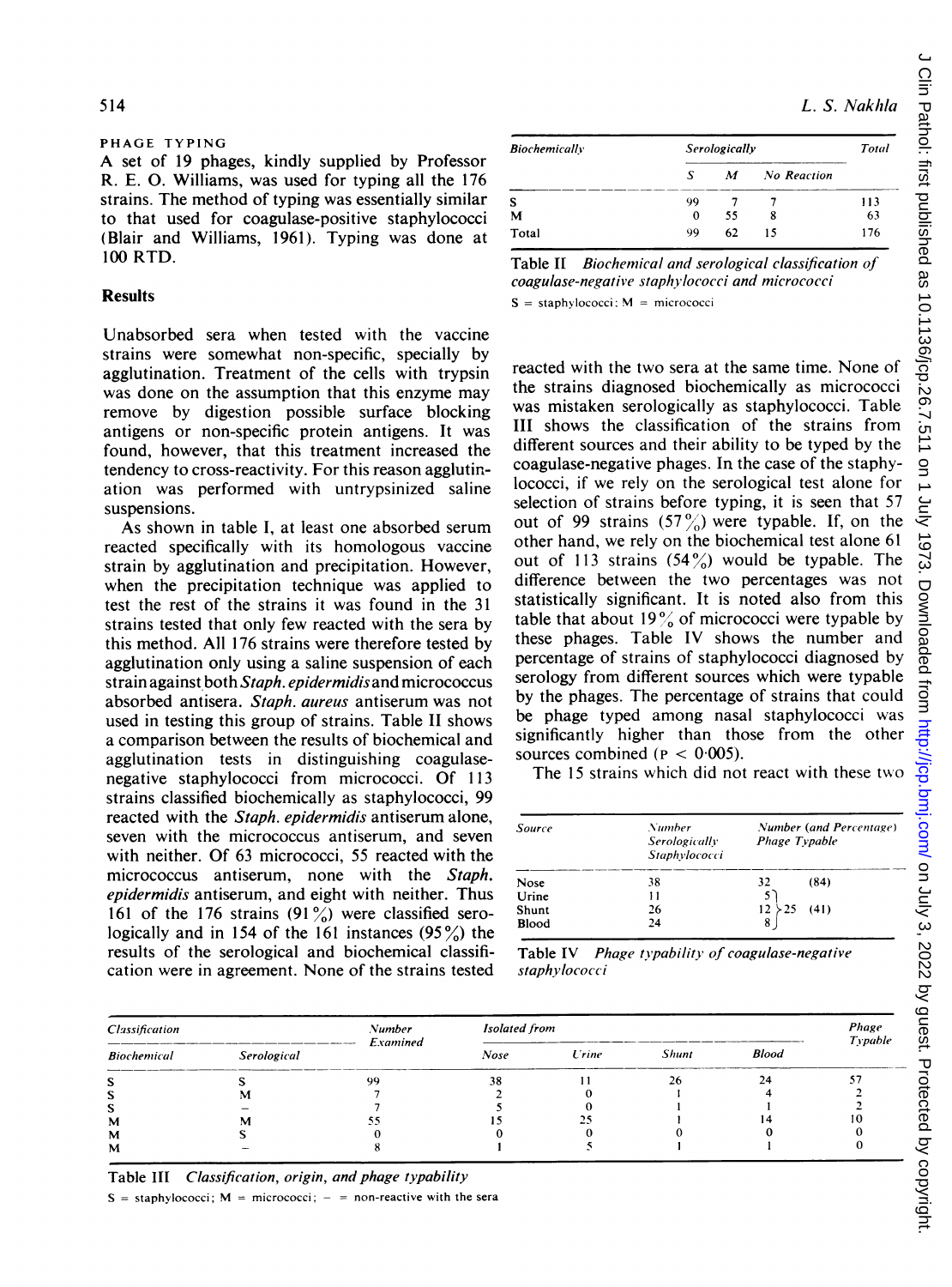## PHAGE TYPING

A set of 19 phages, kindly supplied by Professor R. E. O. Williams, was used for typing all the 176 strains. The method of typing was essentially similar to that used for coagulase-positive staphylococci (Blair and Williams, 1961). Typing was done at 100 RTD.

## Results

Unabsorbed sera when tested with the vaccine strains were somewhat non-specific, specially by agglutination. Treatment of the cells with trypsin was done on the assumption that this enzyme may remove by digestion possible surface blocking antigens or non-specific protein antigens. It was found, however, that this treatment increased the tendency to cross-reactivity. For this reason agglutination was performed with untrypsinized saline suspensions.

As shown in table I, at least one absorbed serum reacted specifically with its homologous vaccine strain by agglutination and precipitation. However, when the precipitation technique was applied to test the rest of the strains it was found in the 31 strains tested that only few reacted with the sera by this method. All 176 strains were therefore tested by agglutination only using a saline suspension of each strain against both *Staph. epidermidis* and micrococcus absorbed antisera. *Staph. aureus* antiserum was not used in testing this group of strains. Table II shows a comparison between the results of biochemical and agglutination tests in distinguishing coagulase-negative staphylococci from micrococci. Of 113 strains classified biochemically as staphylococci, 99 reacted with the *Staph. epidermidis* antiserum alone, seven with the micrococcus antiserum, and seven with neither. Of 63 micrococci, 55 reacted with the micrococcus antiserum, none with the *Staph. epidermidis* antiserum, and eight with neither. Thus 161 of the 176 strains (91%) were classified serologically and in 154 of the 161 instances (95%) the results of the serological and biochemical classification were in agreement. None of the strains tested reacted with the two sera at the same time. None of the strains diagnosed biochemically as micrococci was mistaken serologically as staphylococci. Table III shows the classification of the strains from different sources and their ability to be typed by the coagulase-negative phages. In the case of the staphylococci, if we rely on the serological test alone for selection of strains before typing, it is seen that 57 out of 99 strains (57%) were typable. If, on the other hand, we rely on the biochemical test alone 61 out of 113 strains (54%) would be typable. The difference between the two percentages was not statistically significant. It is noted also from this table that about 19% of micrococci were typable by these phages. Table IV shows the number and percentage of strains of staphylococci diagnosed by serology from different sources which were typable by the phages. The percentage of strains that could be phage typed among nasal staphylococci was significantly higher than those from the other sources combined ($P < 0.005$).

The 15 strains which did not react with these two

| Biochemically | Serologically | | | Total |
|---|---|---|---|---|
| | S | M | No Reaction | |
| S | 99 | 7 | 7 | 113 |
| M | 0 | 55 | 8 | 63 |
| Total | 99 | 62 | 15 | 176 |

Table II *Biochemical and serological classification of coagulase-negative staphylococci and micrococci*

S = staphylococci; M = micrococci

| Source | Number Serologically Staphylococci | Number (and Percentage) Phage Typable |
|---|---|---|
| Nose | 38 | 32 (84) |
| Urine | 11 | 5 } 25 (41) |
| Shunt | 26 | 12 |
| Blood | 24 | 8 |

Table IV *Phage typability of coagulase-negative staphylococci*

| Classification | | Number Examined | Isolated from | | | | Phage Typable |
|---|---|---|---|---|---|---|---|
| Biochemical | Serological | | Nose | Urine | Shunt | Blood | |
| S | S | 99 | 38 | 11 | 26 | 24 | 57 |
| S | M | 7 | 2 | 0 | 1 | 4 | 2 |
| S | – | 7 | 5 | 0 | 1 | 1 | 2 |
| M | M | 55 | 15 | 25 | 1 | 14 | 10 |
| M | S | 0 | 0 | 0 | 0 | 0 | 0 |
| M | – | 8 | 1 | 5 | 1 | 1 | 0 |

Table III *Classification, origin, and phage typability*

S = staphylococci; M = micrococci; – = non-reactive with the sera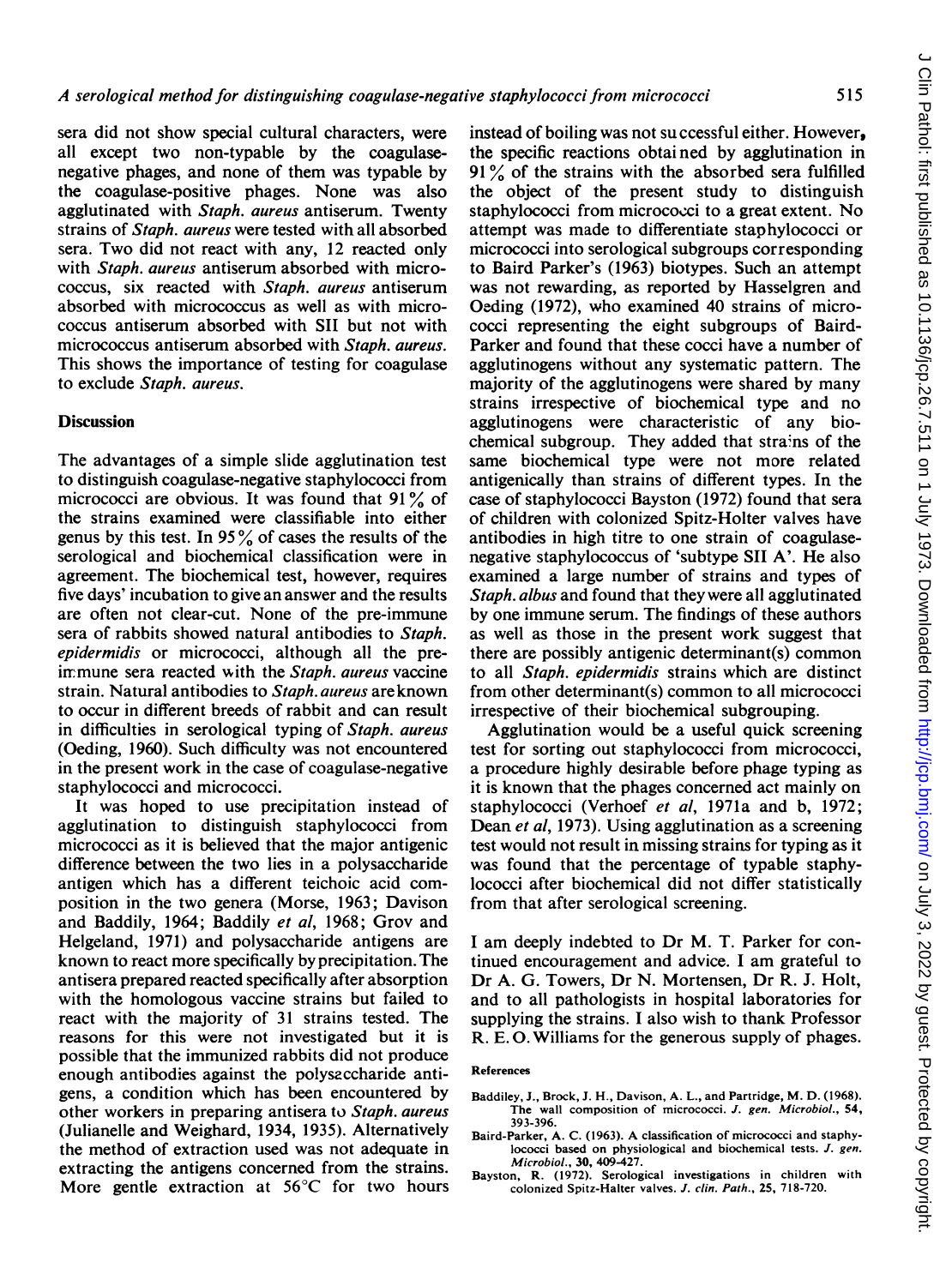sera did not show special cultural characters, were all except two non-typable by the coagulase-negative phages, and none of them was typable by the coagulase-positive phages. None was also agglutinated with *Staph. aureus* antiserum. Twenty strains of *Staph. aureus* were tested with all absorbed sera. Two did not react with any, 12 reacted only with *Staph. aureus* antiserum absorbed with micrococcus, six reacted with *Staph. aureus* antiserum absorbed with micrococcus as well as with micrococcus antiserum absorbed with SII but not with micrococcus antiserum absorbed with *Staph. aureus*. This shows the importance of testing for coagulase to exclude *Staph. aureus*.

## Discussion

The advantages of a simple slide agglutination test to distinguish coagulase-negative staphylococci from micrococci are obvious. It was found that 91% of the strains examined were classifiable into either genus by this test. In 95% of cases the results of the serological and biochemical classification were in agreement. The biochemical test, however, requires five days' incubation to give an answer and the results are often not clear-cut. None of the pre-immune sera of rabbits showed natural antibodies to *Staph. epidermidis* or micrococci, although all the pre-immune sera reacted with the *Staph. aureus* vaccine strain. Natural antibodies to *Staph. aureus* are known to occur in different breeds of rabbit and can result in difficulties in serological typing of *Staph. aureus* (Oeding, 1960). Such difficulty was not encountered in the present work in the case of coagulase-negative staphylococci and micrococci.

It was hoped to use precipitation instead of agglutination to distinguish staphylococci from micrococci as it is believed that the major antigenic difference between the two lies in a polysaccharide antigen which has a different teichoic acid composition in the two genera (Morse, 1963; Davison and Baddily, 1964; Baddily *et al*, 1968; Grov and Helgeland, 1971) and polysaccharide antigens are known to react more specifically by precipitation. The antisera prepared reacted specifically after absorption with the homologous vaccine strains but failed to react with the majority of 31 strains tested. The reasons for this were not investigated but it is possible that the immunized rabbits did not produce enough antibodies against the polysaccharide antigens, a condition which has been encountered by other workers in preparing antisera to *Staph. aureus* (Julianelle and Weighard, 1934, 1935). Alternatively the method of extraction used was not adequate in extracting the antigens concerned from the strains. More gentle extraction at 56°C for two hours instead of boiling was not successful either. However, the specific reactions obtained by agglutination in 91% of the strains with the absorbed sera fulfilled the object of the present study to distinguish staphylococci from micrococci to a great extent. No attempt was made to differentiate staphylococci or micrococci into serological subgroups corresponding to Baird Parker's (1963) biotypes. Such an attempt was not rewarding, as reported by Hasselgren and Oeding (1972), who examined 40 strains of micrococci representing the eight subgroups of Baird-Parker and found that these cocci have a number of agglutinogens without any systematic pattern. The majority of the agglutinogens were shared by many strains irrespective of biochemical type and no agglutinogens were characteristic of any biochemical subgroup. They added that strains of the same biochemical type were not more related antigenically than strains of different types. In the case of staphylococci Bayston (1972) found that sera of children with colonized Spitz-Holter valves have antibodies in high titre to one strain of coagulase-negative staphylococcus of 'subtype SII A'. He also examined a large number of strains and types of *Staph. albus* and found that they were all agglutinated by one immune serum. The findings of these authors as well as those in the present work suggest that there are possibly antigenic determinant(s) common to all *Staph. epidermidis* strains which are distinct from other determinant(s) common to all micrococci irrespective of their biochemical subgrouping.

Agglutination would be a useful quick screening test for sorting out staphylococci from micrococci, a procedure highly desirable before phage typing as it is known that the phages concerned act mainly on staphylococci (Verhoef *et al*, 1971a and b, 1972; Dean *et al*, 1973). Using agglutination as a screening test would not result in missing strains for typing as it was found that the percentage of typable staphylococci after biochemical did not differ statistically from that after serological screening.

I am deeply indebted to Dr M. T. Parker for continued encouragement and advice. I am grateful to Dr A. G. Towers, Dr N. Mortensen, Dr R. J. Holt, and to all pathologists in hospital laboratories for supplying the strains. I also wish to thank Professor R. E. O. Williams for the generous supply of phages.

## References

Baddiley, J., Brock, J. H., Davison, A. L., and Partridge, M. D. (1968). The wall composition of micrococci. *J. gen. Microbiol.*, **54**, 393-396.

Baird-Parker, A. C. (1963). A classification of micrococci and staphylococci based on physiological and biochemical tests. *J. gen. Microbiol.*, **30**, 409-427.

Bayston, R. (1972). Serological investigations in children with colonized Spitz-Halter valves. *J. clin. Path.*, **25**, 718-720.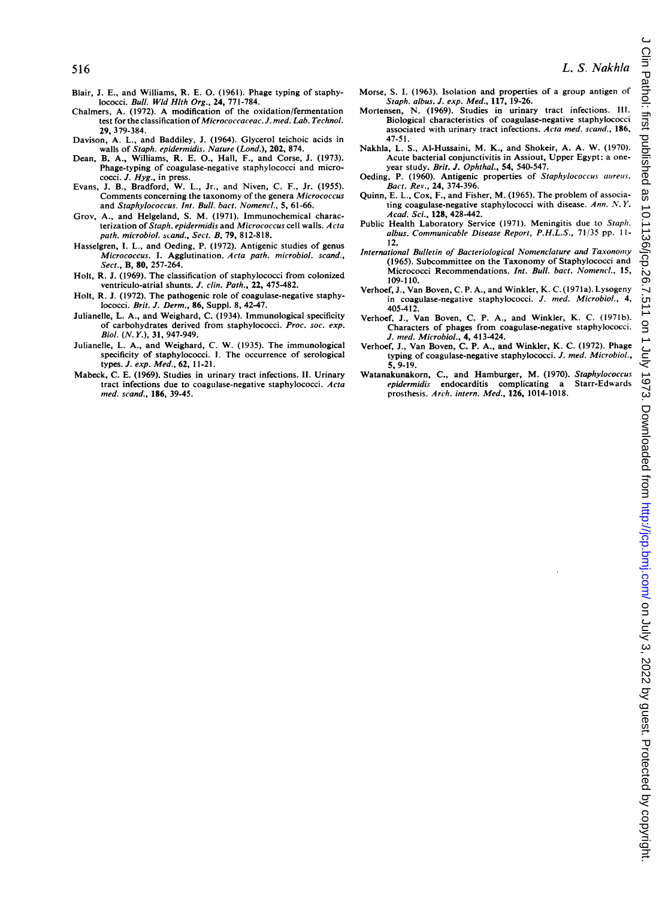Blair, J. E., and Williams, R. E. O. (1961). Phage typing of staphylococci. *Bull. Wld Hlth Org.*, **24**, 771-784.

Chalmers, A. (1972). A modification of the oxidation/fermentation test for the classification of *Micrococcaceae*. *J. med. Lab. Technol.* **29**, 379-384.

Davison, A. L., and Baddiley, J. (1964). Glycerol teichoic acids in walls of *Staph. epidermidis*. *Nature (Lond.)*, **202**, 874.

Dean, B. A., Williams, R. E. O., Hall, F., and Corse, J. (1973). Phage-typing of coagulase-negative staphylococci and micrococci. *J. Hyg.*, in press.

Evans, J. B., Bradford, W. L., Jr., and Niven, C. F., Jr. (1955). Comments concerning the taxonomy of the genera *Micrococcus* and *Staphylococcus*. *Int. Bull. bact. Nomencl.*, **5**, 61-66.

Grov, A., and Helgeland, S. M. (1971). Immunochemical characterization of *Staph. epidermidis* and *Micrococcus* cell walls. *Acta path. microbiol. scand.*, *Sect. B*, **79**, 812-818.

Hasselgren, I. L., and Oeding, P. (1972). Antigenic studies of genus *Micrococcus*. I. Agglutination. *Acta path. microbiol. scand., Sect.*, **B**, **80**, 257-264.

Holt, R. J. (1969). The classification of staphylococci from colonized ventriculo-atrial shunts. *J. clin. Path.*, **22**, 475-482.

Holt, R. J. (1972). The pathogenic role of coagulase-negative staphylococci. *Brit. J. Derm.*, **86**, Suppl. 8, 42-47.

Julianelle, L. A., and Weighard, C. (1934). Immunological specificity of carbohydrates derived from staphylococci. *Proc. soc. exp. Biol. (N.Y.)*, **31**, 947-949.

Julianelle, L. A., and Weighard, C. W. (1935). The immunological specificity of staphylococci. I. The occurrence of serological types. *J. exp. Med.*, **62**, 11-21.

Mabeck, C. E. (1969). Studies in urinary tract infections. II. Urinary tract infections due to coagulase-negative staphylococci. *Acta med. scand.*, **186**, 39-45.

Morse, S. I. (1963). Isolation and properties of a group antigen of *Staph. albus*. *J. exp. Med.*, **117**, 19-26.

Mortensen, N. (1969). Studies in urinary tract infections. III. Biological characteristics of coagulase-negative staphylococci associated with urinary tract infections. *Acta med. scand.*, **186**, 47-51.

Nakhla, L. S., Al-Hussaini, M. K., and Shokeir, A. A. W. (1970). Acute bacterial conjunctivitis in Assiout, Upper Egypt: a one-year study. *Brit. J. Ophthal.*, **54**, 540-547.

Oeding, P. (1960). Antigenic properties of *Staphylococcus aureus*. *Bact. Rev.*, **24**, 374-396.

Quinn, E. L., Cox, F., and Fisher, M. (1965). The problem of associating coagulase-negative staphylococci with disease. *Ann. N.Y. Acad. Sci.*, **128**, 428-442.

Public Health Laboratory Service (1971). Meningitis due to *Staph. albus*. *Communicable Disease Report, P.H.L.S.*, 71/35 pp. 11-12.

*International Bulletin of Bacteriological Nomenclature and Taxonomy* (1965). Subcommittee on the Taxonomy of Staphylococci and Micrococci Recommendations. *Int. Bull. bact. Nomencl.*, **15**, 109-110.

Verhoef, J., Van Boven, C. P. A., and Winkler, K. C. (1971a). Lysogeny in coagulase-negative staphylococci. *J. med. Microbiol.*, **4**, 405-412.

Verhoef, J., Van Boven, C. P. A., and Winkler, K. C. (1971b). Characters of phages from coagulase-negative staphylococci. *J. med. Microbiol.*, **4**, 413-424.

Verhoef, J., Van Boven, C. P. A., and Winkler, K. C. (1972). Phage typing of coagulase-negative staphylococci. *J. med. Microbiol.*, **5**, 9-19.

Watanakunakorn, C., and Hamburger, M. (1970). *Staphylococcus epidermidis* endocarditis complicating a Starr-Edwards prosthesis. *Arch. intern. Med.*, **126**, 1014-1018.